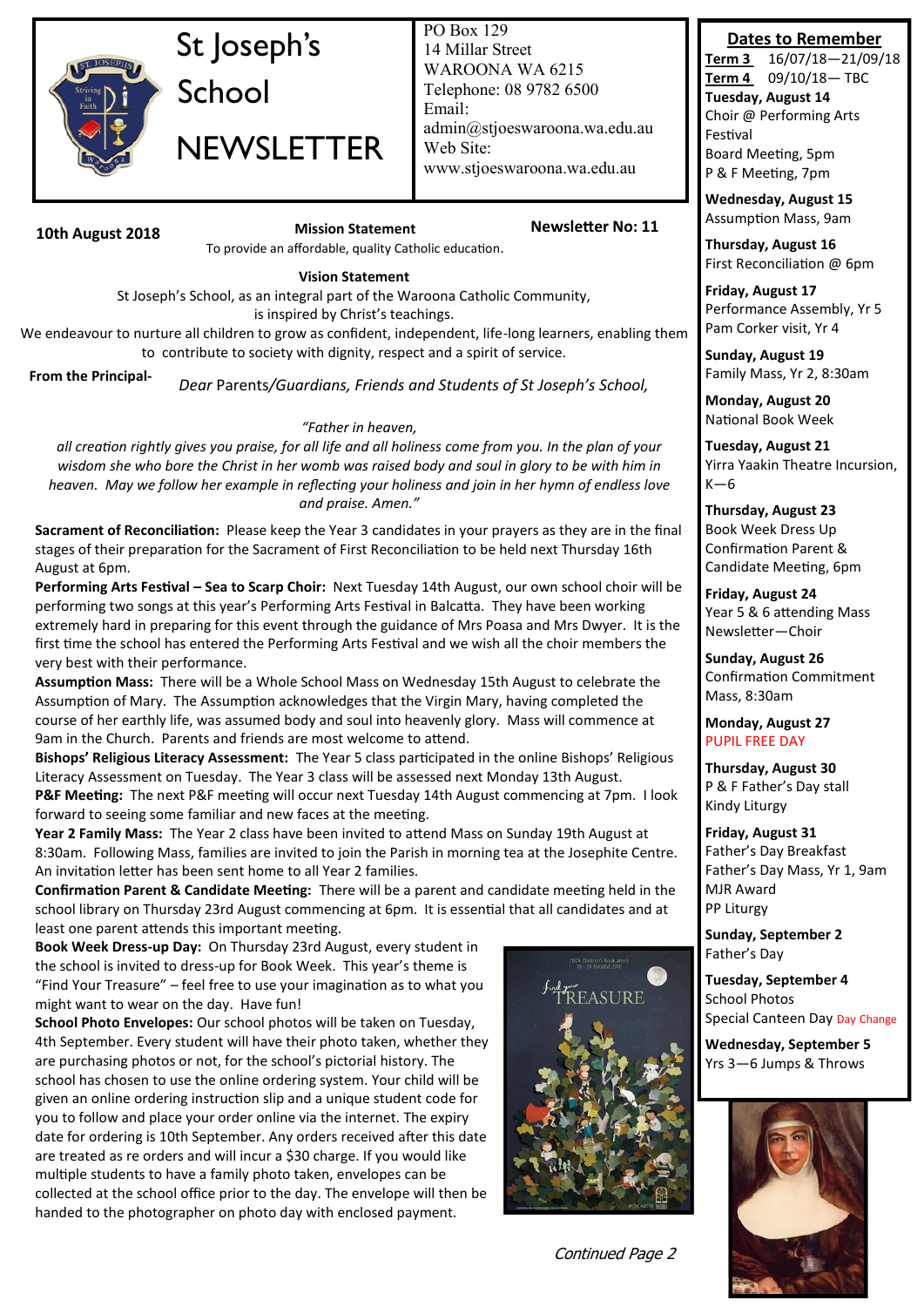# St Joseph's School NEWSLETTER

PO Box 129
14 Millar Street
WAROONA WA 6215
Telephone: 08 9782 6500
Email: admin@stjoeswaroona.wa.edu.au
Web Site: www.stjoeswaroona.wa.edu.au

**10th August 2018** | **Mission Statement** | **Newsletter No: 11**

To provide an affordable, quality Catholic education.

**Vision Statement**

St Joseph's School, as an integral part of the Waroona Catholic Community, is inspired by Christ's teachings.
We endeavour to nurture all children to grow as confident, independent, life-long learners, enabling them to contribute to society with dignity, respect and a spirit of service.

**From the Principal-**

*Dear Parents/Guardians, Friends and Students of St Joseph's School,*

*"Father in heaven,*
*all creation rightly gives you praise, for all life and all holiness come from you. In the plan of your wisdom she who bore the Christ in her womb was raised body and soul in glory to be with him in heaven. May we follow her example in reflecting your holiness and join in her hymn of endless love and praise. Amen."*

**Sacrament of Reconciliation:** Please keep the Year 3 candidates in your prayers as they are in the final stages of their preparation for the Sacrament of First Reconciliation to be held next Thursday 16th August at 6pm.

**Performing Arts Festival – Sea to Scarp Choir:** Next Tuesday 14th August, our own school choir will be performing two songs at this year's Performing Arts Festival in Balcatta. They have been working extremely hard in preparing for this event through the guidance of Mrs Poasa and Mrs Dwyer. It is the first time the school has entered the Performing Arts Festival and we wish all the choir members the very best with their performance.

**Assumption Mass:** There will be a Whole School Mass on Wednesday 15th August to celebrate the Assumption of Mary. The Assumption acknowledges that the Virgin Mary, having completed the course of her earthly life, was assumed body and soul into heavenly glory. Mass will commence at 9am in the Church. Parents and friends are most welcome to attend.

**Bishops' Religious Literacy Assessment:** The Year 5 class participated in the online Bishops' Religious Literacy Assessment on Tuesday. The Year 3 class will be assessed next Monday 13th August.

**P&F Meeting:** The next P&F meeting will occur next Tuesday 14th August commencing at 7pm. I look forward to seeing some familiar and new faces at the meeting.

**Year 2 Family Mass:** The Year 2 class have been invited to attend Mass on Sunday 19th August at 8:30am. Following Mass, families are invited to join the Parish in morning tea at the Josephite Centre. An invitation letter has been sent home to all Year 2 families.

**Confirmation Parent & Candidate Meeting:** There will be a parent and candidate meeting held in the school library on Thursday 23rd August commencing at 6pm. It is essential that all candidates and at least one parent attends this important meeting.

**Book Week Dress-up Day:** On Thursday 23rd August, every student in the school is invited to dress-up for Book Week. This year's theme is "Find Your Treasure" – feel free to use your imagination as to what you might want to wear on the day. Have fun!

**School Photo Envelopes:** Our school photos will be taken on Tuesday, 4th September. Every student will have their photo taken, whether they are purchasing photos or not, for the school's pictorial history. The school has chosen to use the online ordering system. Your child will be given an online ordering instruction slip and a unique student code for you to follow and place your order online via the internet. The expiry date for ordering is 10th September. Any orders received after this date are treated as re orders and will incur a $30 charge. If you would like multiple students to have a family photo taken, envelopes can be collected at the school office prior to the day. The envelope will then be handed to the photographer on photo day with enclosed payment.

*Continued Page 2*

## Dates to Remember

**Term 3** 16/07/18—21/09/18
**Term 4** 09/10/18— TBC

**Tuesday, August 14**
Choir @ Performing Arts Festival
Board Meeting, 5pm
P & F Meeting, 7pm

**Wednesday, August 15**
Assumption Mass, 9am

**Thursday, August 16**
First Reconciliation @ 6pm

**Friday, August 17**
Performance Assembly, Yr 5
Pam Corker visit, Yr 4

**Sunday, August 19**
Family Mass, Yr 2, 8:30am

**Monday, August 20**
National Book Week

**Tuesday, August 21**
Yirra Yaakin Theatre Incursion, K—6

**Thursday, August 23**
Book Week Dress Up
Confirmation Parent & Candidate Meeting, 6pm

**Friday, August 24**
Year 5 & 6 attending Mass
Newsletter—Choir

**Sunday, August 26**
Confirmation Commitment Mass, 8:30am

**Monday, August 27**
PUPIL FREE DAY

**Thursday, August 30**
P & F Father's Day stall
Kindy Liturgy

**Friday, August 31**
Father's Day Breakfast
Father's Day Mass, Yr 1, 9am
MJR Award
PP Liturgy

**Sunday, September 2**
Father's Day

**Tuesday, September 4**
School Photos
Special Canteen Day Day Change

**Wednesday, September 5**
Yrs 3—6 Jumps & Throws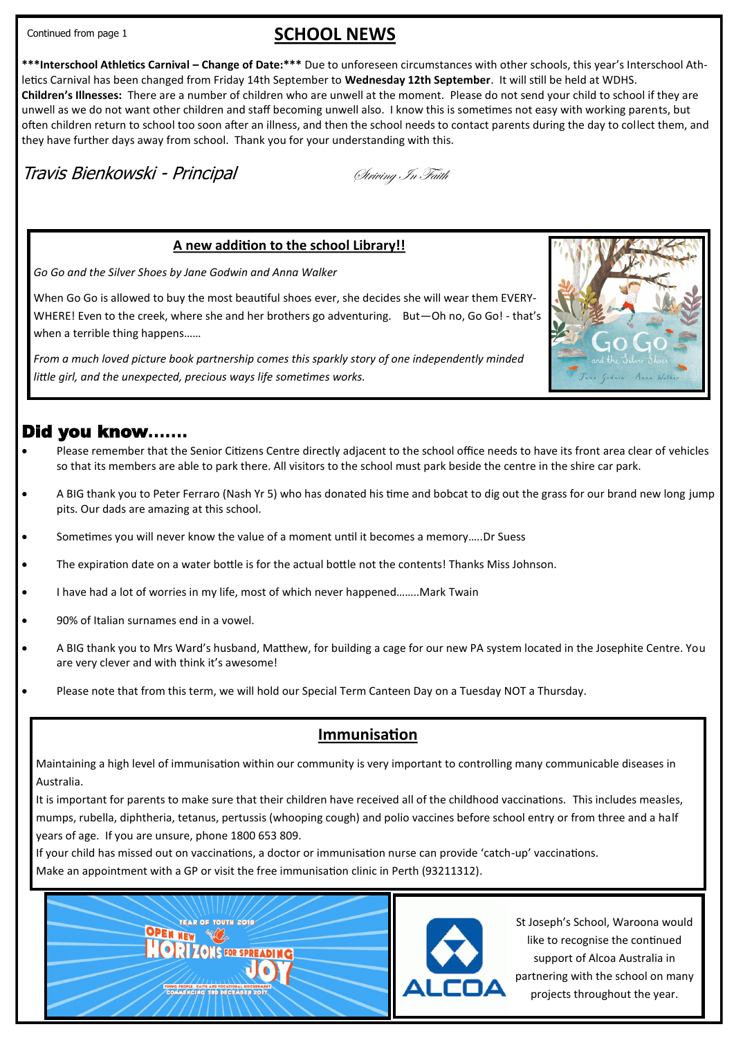Continued from page 1

## SCHOOL NEWS

*****Interschool Athletics Carnival – Change of Date:***** Due to unforeseen circumstances with other schools, this year's Interschool Athletics Carnival has been changed from Friday 14th September to **Wednesday 12th September**. It will still be held at WDHS.

**Children's Illnesses:** There are a number of children who are unwell at the moment. Please do not send your child to school if they are unwell as we do not want other children and staff becoming unwell also. I know this is sometimes not easy with working parents, but often children return to school too soon after an illness, and then the school needs to contact parents during the day to collect them, and they have further days away from school. Thank you for your understanding with this.

*Travis Bienkowski - Principal*

*Striving In Faith*

### A new addition to the school Library!!

*Go Go and the Silver Shoes by Jane Godwin and Anna Walker*

When Go Go is allowed to buy the most beautiful shoes ever, she decides she will wear them EVERYWHERE! Even to the creek, where she and her brothers go adventuring. But—Oh no, Go Go! - that's when a terrible thing happens……

*From a much loved picture book partnership comes this sparkly story of one independently minded little girl, and the unexpected, precious ways life sometimes works.*

## Did you know…….

- Please remember that the Senior Citizens Centre directly adjacent to the school office needs to have its front area clear of vehicles so that its members are able to park there. All visitors to the school must park beside the centre in the shire car park.
- A BIG thank you to Peter Ferraro (Nash Yr 5) who has donated his time and bobcat to dig out the grass for our brand new long jump pits. Our dads are amazing at this school.
- Sometimes you will never know the value of a moment until it becomes a memory…..Dr Suess
- The expiration date on a water bottle is for the actual bottle not the contents! Thanks Miss Johnson.
- I have had a lot of worries in my life, most of which never happened……..Mark Twain
- 90% of Italian surnames end in a vowel.
- A BIG thank you to Mrs Ward's husband, Matthew, for building a cage for our new PA system located in the Josephite Centre. You are very clever and with think it's awesome!
- Please note that from this term, we will hold our Special Term Canteen Day on a Tuesday NOT a Thursday.

### Immunisation

Maintaining a high level of immunisation within our community is very important to controlling many communicable diseases in Australia.

It is important for parents to make sure that their children have received all of the childhood vaccinations. This includes measles, mumps, rubella, diphtheria, tetanus, pertussis (whooping cough) and polio vaccines before school entry or from three and a half years of age. If you are unsure, phone 1800 653 809.

If your child has missed out on vaccinations, a doctor or immunisation nurse can provide 'catch-up' vaccinations.

Make an appointment with a GP or visit the free immunisation clinic in Perth (93211312).

YEAR OF YOUTH 2018
OPEN NEW HORIZONS FOR SPREADING JOY
YOUNG PEOPLE, FAITH AND VOCATIONAL DISCERNMENT
COMMENCING 3RD DECEMBER 2017

ALCOA

St Joseph's School, Waroona would like to recognise the continued support of Alcoa Australia in partnering with the school on many projects throughout the year.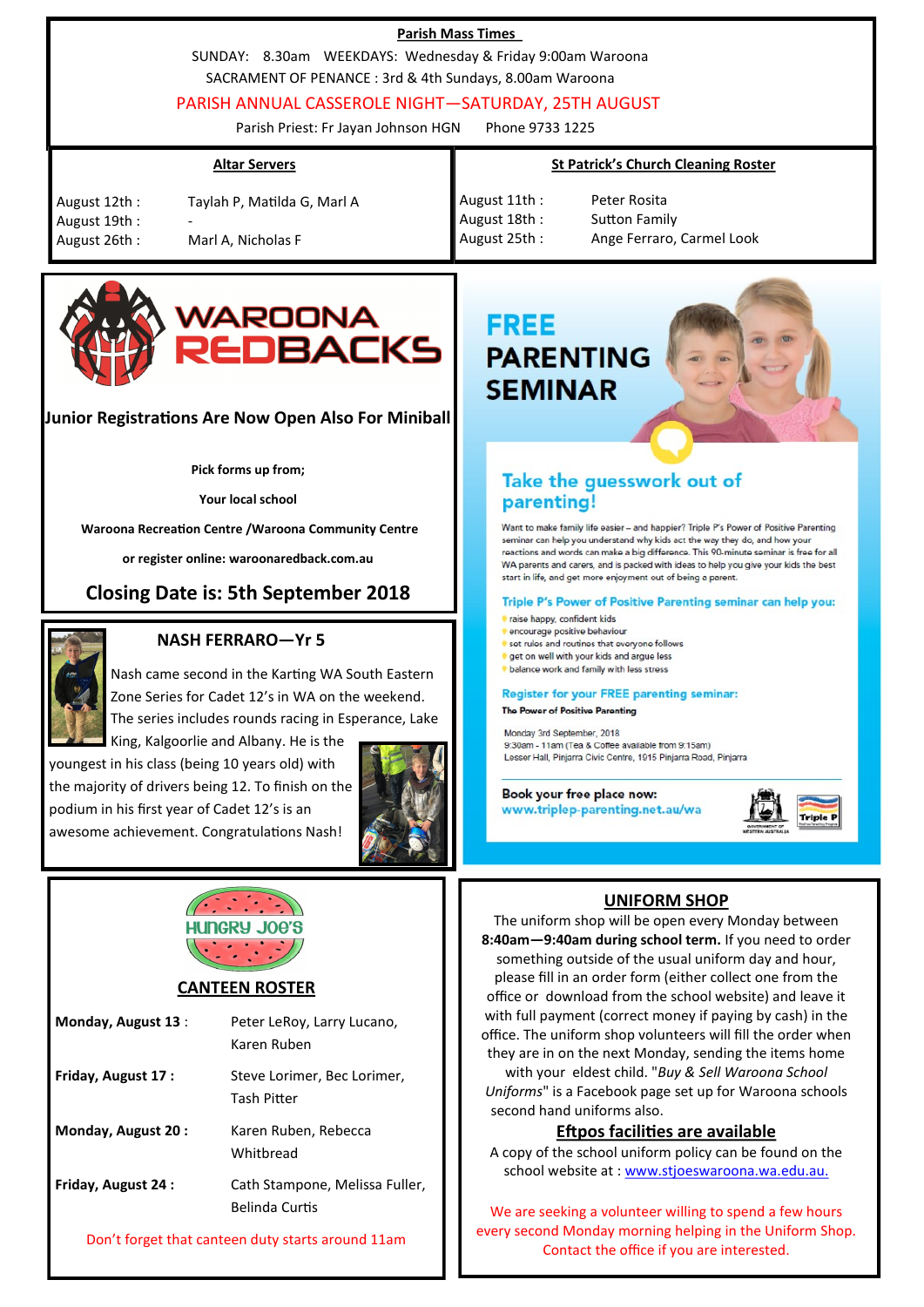## Parish Mass Times

SUNDAY: 8.30am WEEKDAYS: Wednesday & Friday 9:00am Waroona

SACRAMENT OF PENANCE : 3rd & 4th Sundays, 8.00am Waroona

PARISH ANNUAL CASSEROLE NIGHT—SATURDAY, 25TH AUGUST

Parish Priest: Fr Jayan Johnson HGN Phone 9733 1225

### Altar Servers

| | |
|---|---|
| August 12th : | Taylah P, Matilda G, Marl A |
| August 19th : | - |
| August 26th : | Marl A, Nicholas F |

### St Patrick's Church Cleaning Roster

| | |
|---|---|
| August 11th : | Peter Rosita |
| August 18th : | Sutton Family |
| August 25th : | Ange Ferraro, Carmel Look |

## WAROONA REDBACKS

**Junior Registrations Are Now Open Also For Miniball**

**Pick forms up from;**

**Your local school**

**Waroona Recreation Centre /Waroona Community Centre**

**or register online: waroonaredback.com.au**

**Closing Date is: 5th September 2018**

## FREE PARENTING SEMINAR

### Take the guesswork out of parenting!

Want to make family life easier – and happier? Triple P's Power of Positive Parenting seminar can help you understand why kids act the way they do, and how your reactions and words can make a big difference. This 90-minute seminar is free for all WA parents and carers, and is packed with ideas to help you give your kids the best start in life, and get more enjoyment out of being a parent.

**Triple P's Power of Positive Parenting seminar can help you:**

- raise happy, confident kids
- encourage positive behaviour
- set rules and routines that everyone follows
- get on well with your kids and argue less
- balance work and family with less stress

**Register for your FREE parenting seminar:**

**The Power of Positive Parenting**

Monday 3rd September, 2018
9:30am - 11am (Tea & Coffee available from 9:15am)
Lesser Hall, Pinjarra Civic Centre, 1915 Pinjarra Road, Pinjarra

**Book your free place now:**
www.triplep-parenting.net.au/wa

## NASH FERRARO—Yr 5

Nash came second in the Karting WA South Eastern Zone Series for Cadet 12's in WA on the weekend. The series includes rounds racing in Esperance, Lake King, Kalgoorlie and Albany. He is the youngest in his class (being 10 years old) with the majority of drivers being 12. To finish on the podium in his first year of Cadet 12's is an awesome achievement. Congratulations Nash!

## HUNGRY JOE'S

### CANTEEN ROSTER

| | |
|---|---|
| **Monday, August 13** : | Peter LeRoy, Larry Lucano, Karen Ruben |
| **Friday, August 17 :** | Steve Lorimer, Bec Lorimer, Tash Pitter |
| **Monday, August 20 :** | Karen Ruben, Rebecca Whitbread |
| **Friday, August 24 :** | Cath Stampone, Melissa Fuller, Belinda Curtis |

Don't forget that canteen duty starts around 11am

## UNIFORM SHOP

The uniform shop will be open every Monday between **8:40am—9:40am during school term.** If you need to order something outside of the usual uniform day and hour, please fill in an order form (either collect one from the office or download from the school website) and leave it with full payment (correct money if paying by cash) in the office. The uniform shop volunteers will fill the order when they are in on the next Monday, sending the items home with your eldest child. "*Buy & Sell Waroona School Uniforms*" is a Facebook page set up for Waroona schools second hand uniforms also.

### Eftpos facilities are available

A copy of the school uniform policy can be found on the school website at : www.stjoeswaroona.wa.edu.au.

We are seeking a volunteer willing to spend a few hours every second Monday morning helping in the Uniform Shop. Contact the office if you are interested.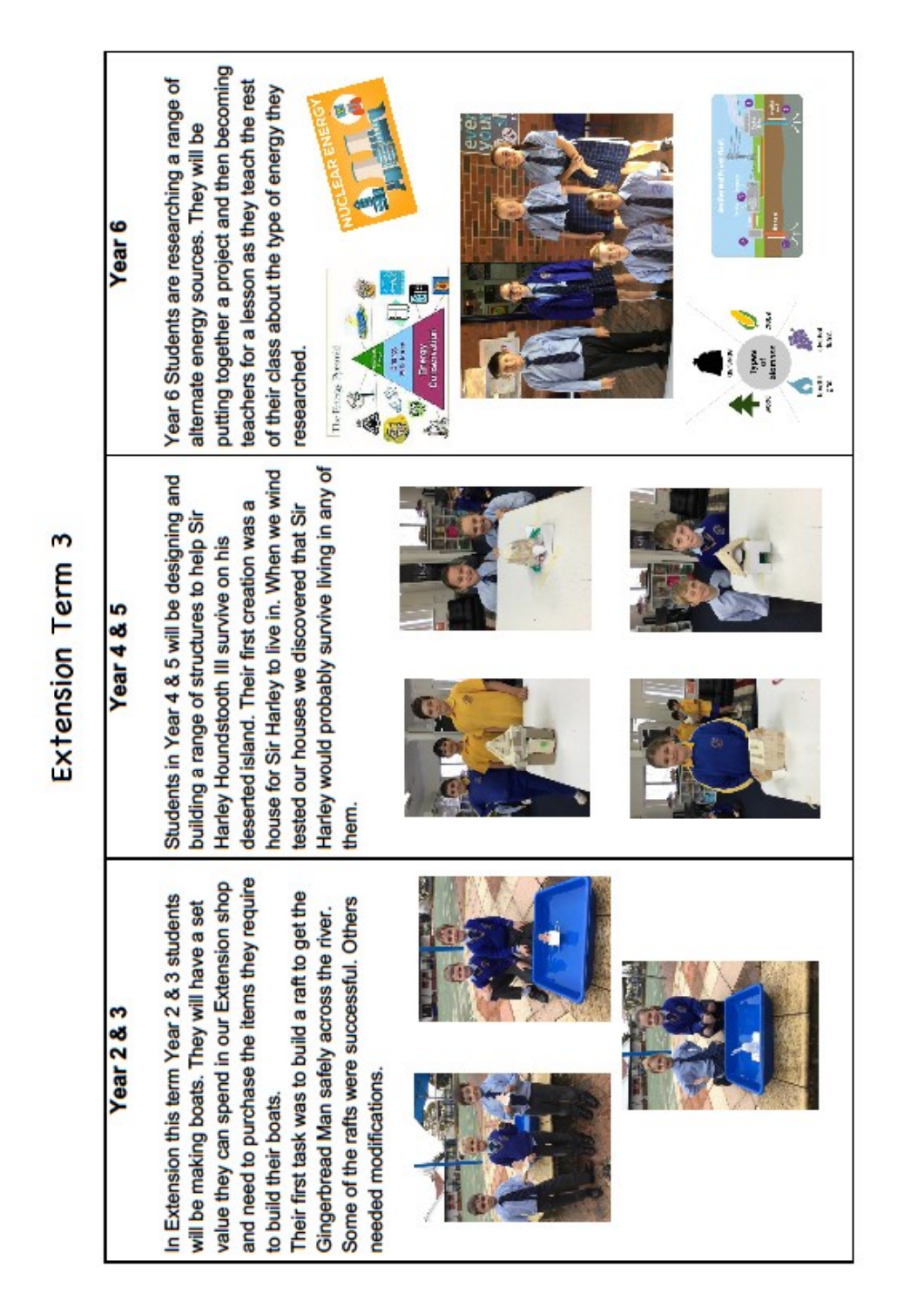# Extension Term 3

## Year 2 & 3

In Extension this term Year 2 & 3 students will be making boats. They will have a set value they can spend in our Extension shop and need to purchase the items they require to build their boats.

Their first task was to build a raft to get the Gingerbread Man safely across the river. Some of the rafts were successful. Others needed modifications.

## Year 4 & 5

Students in Year 4 & 5 will be designing and building a range of structures to help Sir Harley Houndstooth III survive on his deserted island. Their first creation was a house for Sir Harley to live in. When we wind tested our houses we discovered that Sir Harley would probably survive living in any of them.

## Year 6

Year 6 Students are researching a range of alternate energy sources. They will be putting together a project and then becoming teachers for a lesson as they teach the rest of their class about the type of energy they researched.